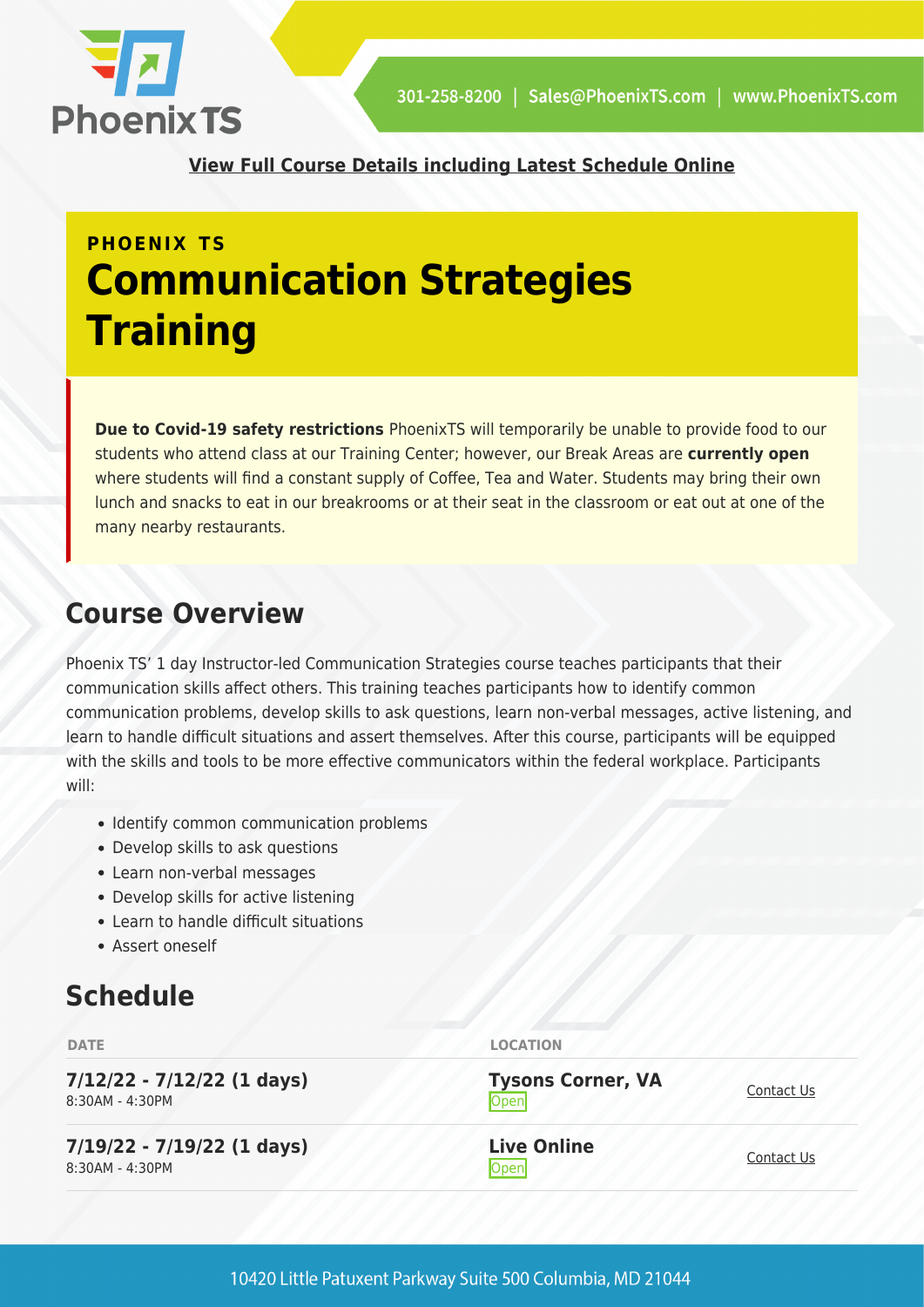301-258-8200 | Sales@PhoenixTS.com | www.PhoenixTS.com

**View Full Course Details including Latest Schedule Online**

**PHOENIX TS**

# Communication Strategies Training

**Due to Covid-19 safety restrictions** PhoenixTS will temporarily be unable to provide food to our students who attend class at our Training Center; however, our Break Areas are **currently open** where students will find a constant supply of Coffee, Tea and Water. Students may bring their own lunch and snacks to eat in our breakrooms or at their seat in the classroom or eat out at one of the many nearby restaurants.

## Course Overview

Phoenix TS' 1 day Instructor-led Communication Strategies course teaches participants that their communication skills affect others. This training teaches participants how to identify common communication problems, develop skills to ask questions, learn non-verbal messages, active listening, and learn to handle difficult situations and assert themselves. After this course, participants will be equipped with the skills and tools to be more effective communicators within the federal workplace. Participants will:

- Identify common communication problems
- Develop skills to ask questions
- Learn non-verbal messages
- Develop skills for active listening
- Learn to handle difficult situations
- Assert oneself

## Schedule

| DATE | LOCATION | |
|---|---|---|
| **7/12/22 - 7/12/22 (1 days)** 8:30AM - 4:30PM | **Tysons Corner, VA** Open | Contact Us |
| **7/19/22 - 7/19/22 (1 days)** 8:30AM - 4:30PM | **Live Online** Open | Contact Us |

10420 Little Patuxent Parkway Suite 500 Columbia, MD 21044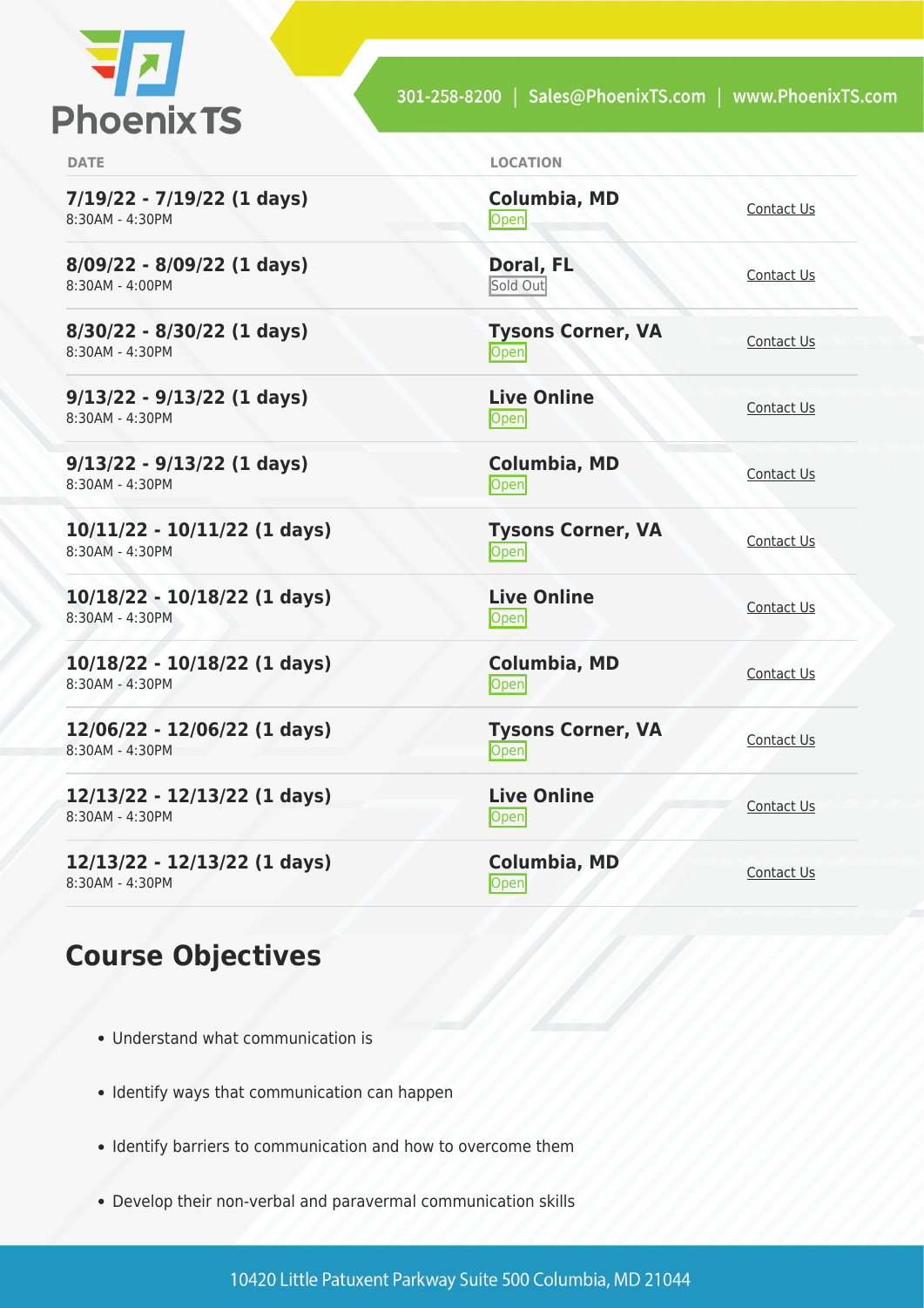| DATE | LOCATION | |
| --- | --- | --- |
| **7/19/22 - 7/19/22 (1 days)** 8:30AM - 4:30PM | **Columbia, MD** Open | Contact Us |
| **8/09/22 - 8/09/22 (1 days)** 8:30AM - 4:00PM | **Doral, FL** Sold Out | Contact Us |
| **8/30/22 - 8/30/22 (1 days)** 8:30AM - 4:30PM | **Tysons Corner, VA** Open | Contact Us |
| **9/13/22 - 9/13/22 (1 days)** 8:30AM - 4:30PM | **Live Online** Open | Contact Us |
| **9/13/22 - 9/13/22 (1 days)** 8:30AM - 4:30PM | **Columbia, MD** Open | Contact Us |
| **10/11/22 - 10/11/22 (1 days)** 8:30AM - 4:30PM | **Tysons Corner, VA** Open | Contact Us |
| **10/18/22 - 10/18/22 (1 days)** 8:30AM - 4:30PM | **Live Online** Open | Contact Us |
| **10/18/22 - 10/18/22 (1 days)** 8:30AM - 4:30PM | **Columbia, MD** Open | Contact Us |
| **12/06/22 - 12/06/22 (1 days)** 8:30AM - 4:30PM | **Tysons Corner, VA** Open | Contact Us |
| **12/13/22 - 12/13/22 (1 days)** 8:30AM - 4:30PM | **Live Online** Open | Contact Us |
| **12/13/22 - 12/13/22 (1 days)** 8:30AM - 4:30PM | **Columbia, MD** Open | Contact Us |

## Course Objectives

- Understand what communication is
- Identify ways that communication can happen
- Identify barriers to communication and how to overcome them
- Develop their non-verbal and paravermal communication skills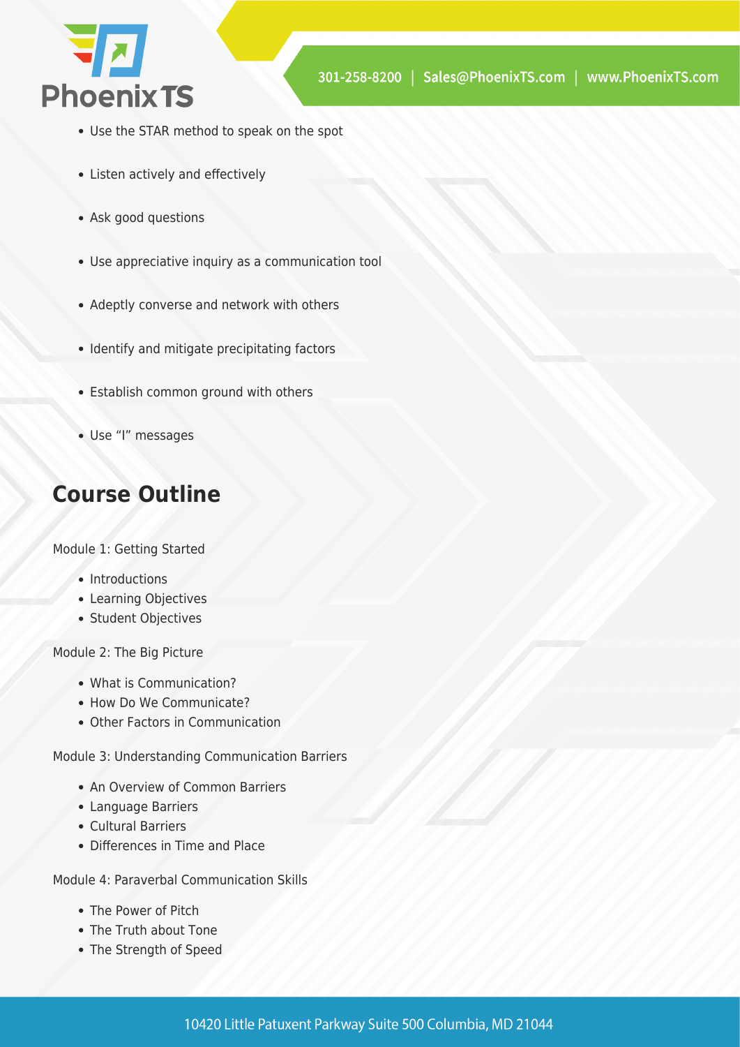- Use the STAR method to speak on the spot
- Listen actively and effectively
- Ask good questions
- Use appreciative inquiry as a communication tool
- Adeptly converse and network with others
- Identify and mitigate precipitating factors
- Establish common ground with others
- Use "I" messages

## Course Outline

Module 1: Getting Started

- Introductions
- Learning Objectives
- Student Objectives

Module 2: The Big Picture

- What is Communication?
- How Do We Communicate?
- Other Factors in Communication

Module 3: Understanding Communication Barriers

- An Overview of Common Barriers
- Language Barriers
- Cultural Barriers
- Differences in Time and Place

Module 4: Paraverbal Communication Skills

- The Power of Pitch
- The Truth about Tone
- The Strength of Speed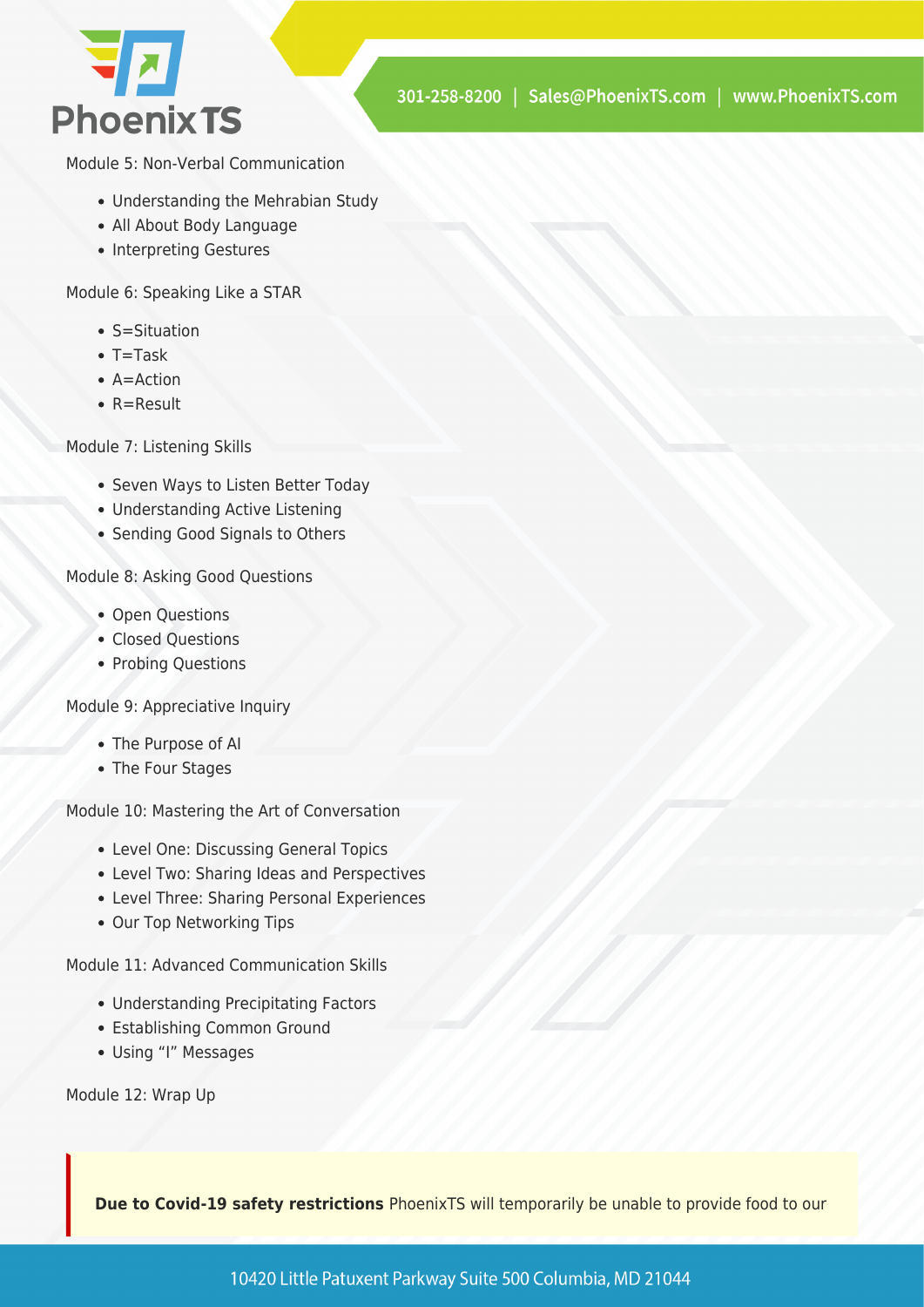Module 5: Non-Verbal Communication

- Understanding the Mehrabian Study
- All About Body Language
- Interpreting Gestures

Module 6: Speaking Like a STAR

- S=Situation
- T=Task
- A=Action
- R=Result

Module 7: Listening Skills

- Seven Ways to Listen Better Today
- Understanding Active Listening
- Sending Good Signals to Others

Module 8: Asking Good Questions

- Open Questions
- Closed Questions
- Probing Questions

Module 9: Appreciative Inquiry

- The Purpose of AI
- The Four Stages

Module 10: Mastering the Art of Conversation

- Level One: Discussing General Topics
- Level Two: Sharing Ideas and Perspectives
- Level Three: Sharing Personal Experiences
- Our Top Networking Tips

Module 11: Advanced Communication Skills

- Understanding Precipitating Factors
- Establishing Common Ground
- Using "I" Messages

Module 12: Wrap Up

**Due to Covid-19 safety restrictions** PhoenixTS will temporarily be unable to provide food to our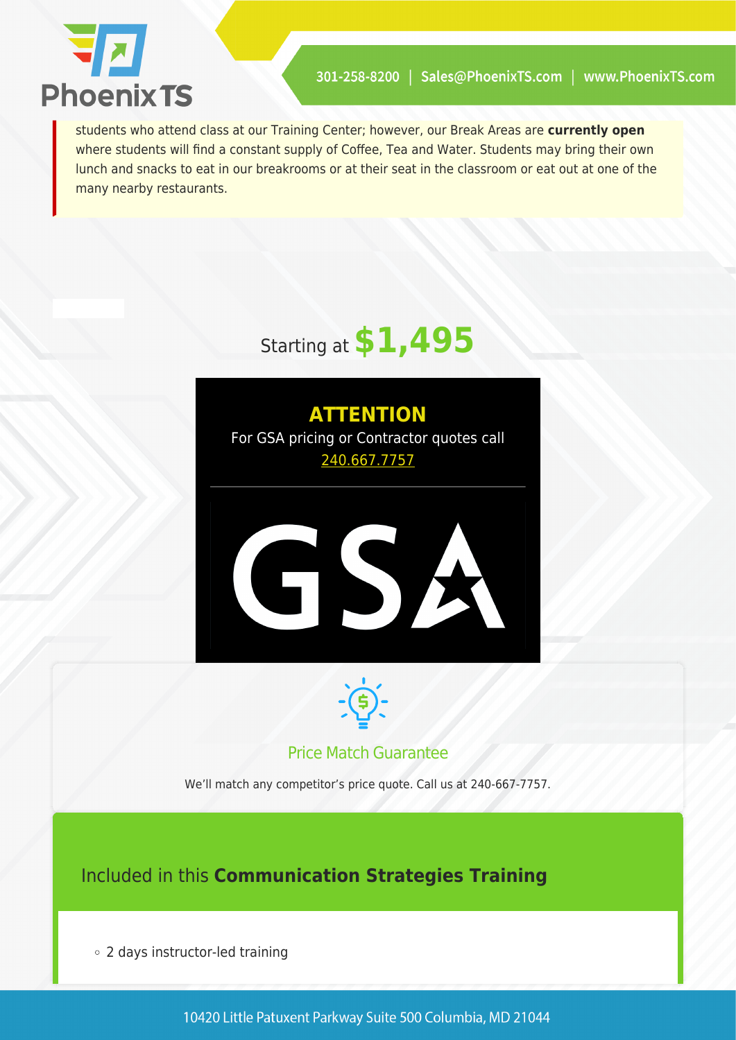students who attend class at our Training Center; however, our Break Areas are **currently open** where students will find a constant supply of Coffee, Tea and Water. Students may bring their own lunch and snacks to eat in our breakrooms or at their seat in the classroom or eat out at one of the many nearby restaurants.

Starting at **$1,495**

**ATTENTION**

For GSA pricing or Contractor quotes call 240.667.7757

GSA

Price Match Guarantee

We'll match any competitor's price quote. Call us at 240-667-7757.

## Included in this **Communication Strategies Training**

- 2 days instructor-led training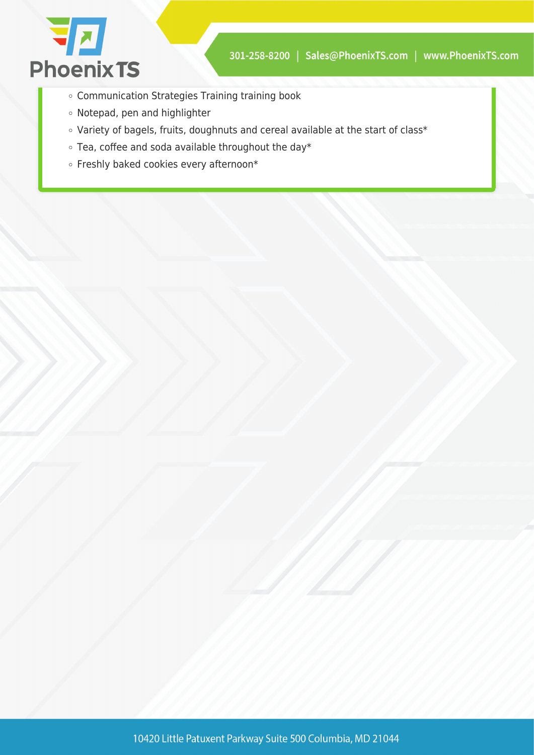- Communication Strategies Training training book
- Notepad, pen and highlighter
- Variety of bagels, fruits, doughnuts and cereal available at the start of class*
- Tea, coffee and soda available throughout the day*
- Freshly baked cookies every afternoon*